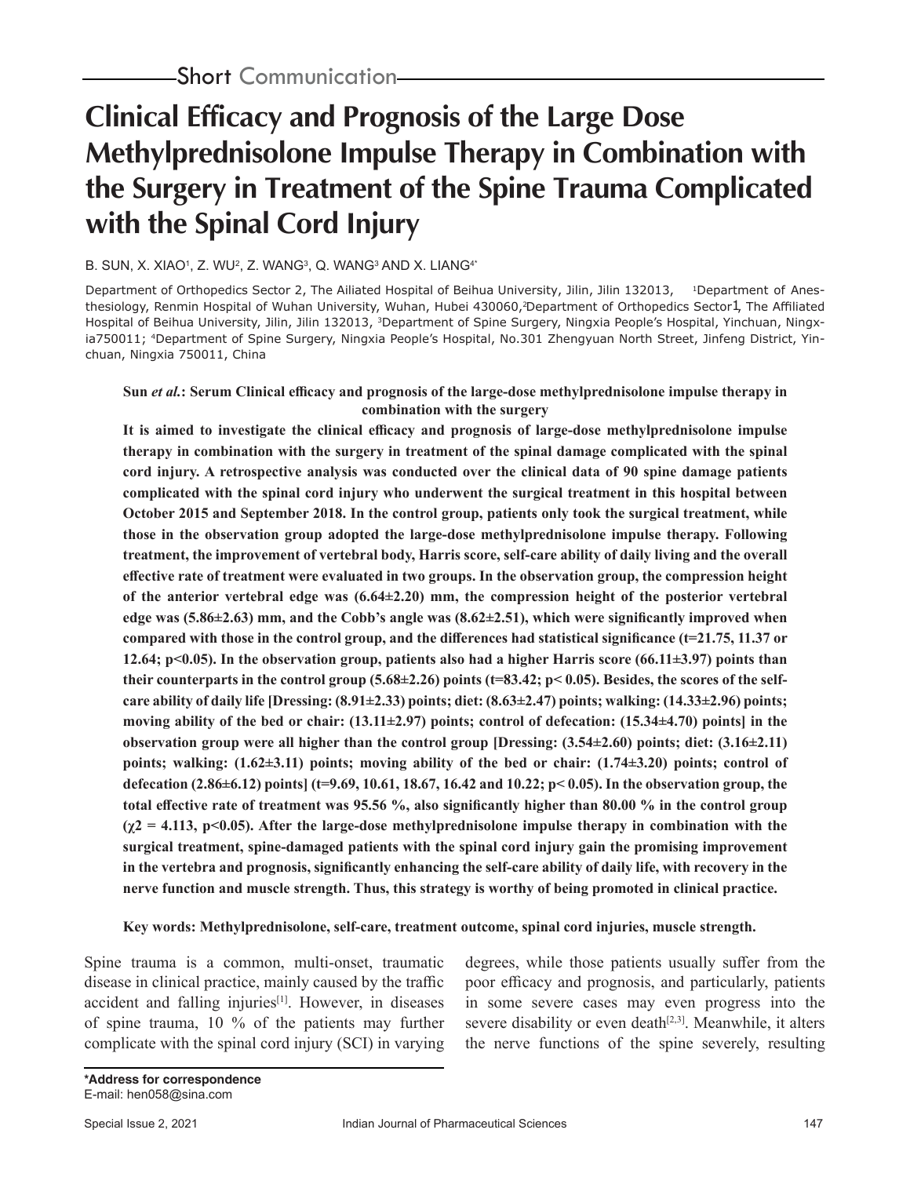Short Communication

# Clinical Efficacy and Prognosis of the Large Dose Methylprednisolone Impulse Therapy in Combination with the Surgery in Treatment of the Spine Trauma Complicated with the Spinal Cord Injury

B. SUN, X. XIAO[1], Z. WU[2], Z. WANG[3], Q. WANG[3] AND X. LIANG[4*]

Department of Orthopedics Sector 2, The Ailiated Hospital of Beihua University, Jilin, Jilin 132013, [1]Department of Anesthesiology, Renmin Hospital of Wuhan University, Wuhan, Hubei 430060,[2]Department of Orthopedics Sector1, The Affiliated Hospital of Beihua University, Jilin, Jilin 132013, [3]Department of Spine Surgery, Ningxia People's Hospital, Yinchuan, Ningxia750011; [4]Department of Spine Surgery, Ningxia People's Hospital, No.301 Zhengyuan North Street, Jinfeng District, Yinchuan, Ningxia 750011, China

**Sun *et al.*: Serum Clinical efficacy and prognosis of the large-dose methylprednisolone impulse therapy in combination with the surgery**

**It is aimed to investigate the clinical efficacy and prognosis of large-dose methylprednisolone impulse therapy in combination with the surgery in treatment of the spinal damage complicated with the spinal cord injury. A retrospective analysis was conducted over the clinical data of 90 spine damage patients complicated with the spinal cord injury who underwent the surgical treatment in this hospital between October 2015 and September 2018. In the control group, patients only took the surgical treatment, while those in the observation group adopted the large-dose methylprednisolone impulse therapy. Following treatment, the improvement of vertebral body, Harris score, self-care ability of daily living and the overall effective rate of treatment were evaluated in two groups. In the observation group, the compression height of the anterior vertebral edge was (6.64±2.20) mm, the compression height of the posterior vertebral edge was (5.86±2.63) mm, and the Cobb's angle was (8.62±2.51), which were significantly improved when compared with those in the control group, and the differences had statistical significance (t=21.75, 11.37 or 12.64; p<0.05). In the observation group, patients also had a higher Harris score (66.11±3.97) points than their counterparts in the control group (5.68±2.26) points (t=83.42; p< 0.05). Besides, the scores of the self-care ability of daily life [Dressing: (8.91±2.33) points; diet: (8.63±2.47) points; walking: (14.33±2.96) points; moving ability of the bed or chair: (13.11±2.97) points; control of defecation: (15.34±4.70) points] in the observation group were all higher than the control group [Dressing: (3.54±2.60) points; diet: (3.16±2.11) points; walking: (1.62±3.11) points; moving ability of the bed or chair: (1.74±3.20) points; control of defecation (2.86±6.12) points] (t=9.69, 10.61, 18.67, 16.42 and 10.22; p< 0.05). In the observation group, the total effective rate of treatment was 95.56 %, also significantly higher than 80.00 % in the control group (χ2 = 4.113, p<0.05). After the large-dose methylprednisolone impulse therapy in combination with the surgical treatment, spine-damaged patients with the spinal cord injury gain the promising improvement in the vertebra and prognosis, significantly enhancing the self-care ability of daily life, with recovery in the nerve function and muscle strength. Thus, this strategy is worthy of being promoted in clinical practice.**

**Key words: Methylprednisolone, self-care, treatment outcome, spinal cord injuries, muscle strength.**

Spine trauma is a common, multi-onset, traumatic disease in clinical practice, mainly caused by the traffic accident and falling injuries[1]. However, in diseases of spine trauma, 10 % of the patients may further complicate with the spinal cord injury (SCI) in varying degrees, while those patients usually suffer from the poor efficacy and prognosis, and particularly, patients in some severe cases may even progress into the severe disability or even death[2,3]. Meanwhile, it alters the nerve functions of the spine severely, resulting

**\*Address for correspondence**
E-mail: hen058@sina.com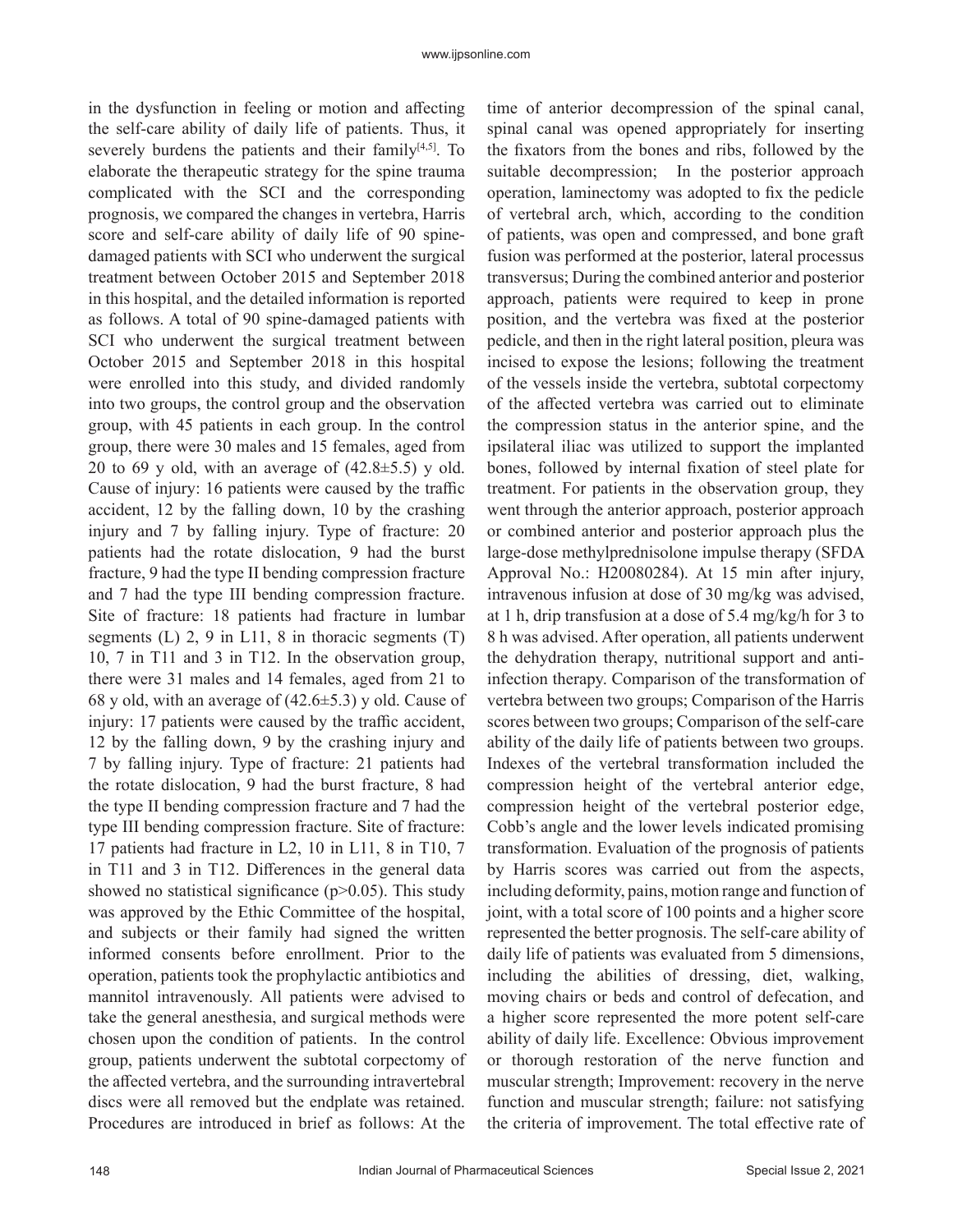in the dysfunction in feeling or motion and affecting the self-care ability of daily life of patients. Thus, it severely burdens the patients and their family[4,5]. To elaborate the therapeutic strategy for the spine trauma complicated with the SCI and the corresponding prognosis, we compared the changes in vertebra, Harris score and self-care ability of daily life of 90 spine-damaged patients with SCI who underwent the surgical treatment between October 2015 and September 2018 in this hospital, and the detailed information is reported as follows. A total of 90 spine-damaged patients with SCI who underwent the surgical treatment between October 2015 and September 2018 in this hospital were enrolled into this study, and divided randomly into two groups, the control group and the observation group, with 45 patients in each group. In the control group, there were 30 males and 15 females, aged from 20 to 69 y old, with an average of (42.8±5.5) y old. Cause of injury: 16 patients were caused by the traffic accident, 12 by the falling down, 10 by the crashing injury and 7 by falling injury. Type of fracture: 20 patients had the rotate dislocation, 9 had the burst fracture, 9 had the type II bending compression fracture and 7 had the type III bending compression fracture. Site of fracture: 18 patients had fracture in lumbar segments (L) 2, 9 in L11, 8 in thoracic segments (T) 10, 7 in T11 and 3 in T12. In the observation group, there were 31 males and 14 females, aged from 21 to 68 y old, with an average of (42.6±5.3) y old. Cause of injury: 17 patients were caused by the traffic accident, 12 by the falling down, 9 by the crashing injury and 7 by falling injury. Type of fracture: 21 patients had the rotate dislocation, 9 had the burst fracture, 8 had the type II bending compression fracture and 7 had the type III bending compression fracture. Site of fracture: 17 patients had fracture in L2, 10 in L11, 8 in T10, 7 in T11 and 3 in T12. Differences in the general data showed no statistical significance ($p>0.05$). This study was approved by the Ethic Committee of the hospital, and subjects or their family had signed the written informed consents before enrollment. Prior to the operation, patients took the prophylactic antibiotics and mannitol intravenously. All patients were advised to take the general anesthesia, and surgical methods were chosen upon the condition of patients. In the control group, patients underwent the subtotal corpectomy of the affected vertebra, and the surrounding intravertebral discs were all removed but the endplate was retained. Procedures are introduced in brief as follows: At the time of anterior decompression of the spinal canal, spinal canal was opened appropriately for inserting the fixators from the bones and ribs, followed by the suitable decompression; In the posterior approach operation, laminectomy was adopted to fix the pedicle of vertebral arch, which, according to the condition of patients, was open and compressed, and bone graft fusion was performed at the posterior, lateral processus transversus; During the combined anterior and posterior approach, patients were required to keep in prone position, and the vertebra was fixed at the posterior pedicle, and then in the right lateral position, pleura was incised to expose the lesions; following the treatment of the vessels inside the vertebra, subtotal corpectomy of the affected vertebra was carried out to eliminate the compression status in the anterior spine, and the ipsilateral iliac was utilized to support the implanted bones, followed by internal fixation of steel plate for treatment. For patients in the observation group, they went through the anterior approach, posterior approach or combined anterior and posterior approach plus the large-dose methylprednisolone impulse therapy (SFDA Approval No.: H20080284). At 15 min after injury, intravenous infusion at dose of 30 mg/kg was advised, at 1 h, drip transfusion at a dose of 5.4 mg/kg/h for 3 to 8 h was advised. After operation, all patients underwent the dehydration therapy, nutritional support and anti-infection therapy. Comparison of the transformation of vertebra between two groups; Comparison of the Harris scores between two groups; Comparison of the self-care ability of the daily life of patients between two groups. Indexes of the vertebral transformation included the compression height of the vertebral anterior edge, compression height of the vertebral posterior edge, Cobb's angle and the lower levels indicated promising transformation. Evaluation of the prognosis of patients by Harris scores was carried out from the aspects, including deformity, pains, motion range and function of joint, with a total score of 100 points and a higher score represented the better prognosis. The self-care ability of daily life of patients was evaluated from 5 dimensions, including the abilities of dressing, diet, walking, moving chairs or beds and control of defecation, and a higher score represented the more potent self-care ability of daily life. Excellence: Obvious improvement or thorough restoration of the nerve function and muscular strength; Improvement: recovery in the nerve function and muscular strength; failure: not satisfying the criteria of improvement. The total effective rate of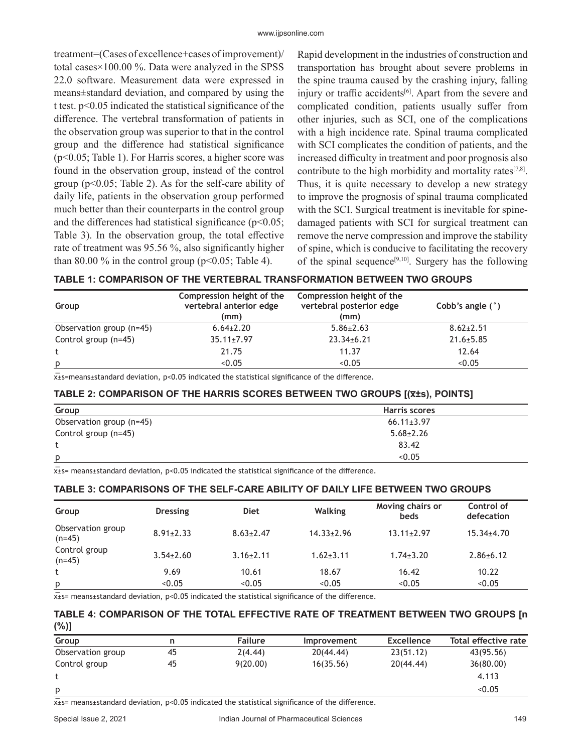treatment=(Cases of excellence+cases of improvement)/ total cases×100.00 %. Data were analyzed in the SPSS 22.0 software. Measurement data were expressed in means±standard deviation, and compared by using the t test. $p<0.05$ indicated the statistical significance of the difference. The vertebral transformation of patients in the observation group was superior to that in the control group and the difference had statistical significance ($p<0.05$; Table 1). For Harris scores, a higher score was found in the observation group, instead of the control group ($p<0.05$; Table 2). As for the self-care ability of daily life, patients in the observation group performed much better than their counterparts in the control group and the differences had statistical significance ($p<0.05$; Table 3). In the observation group, the total effective rate of treatment was 95.56 %, also significantly higher than 80.00 % in the control group ($p<0.05$; Table 4).

Rapid development in the industries of construction and transportation has brought about severe problems in the spine trauma caused by the crashing injury, falling injury or traffic accidents[6]. Apart from the severe and complicated condition, patients usually suffer from other injuries, such as SCI, one of the complications with a high incidence rate. Spinal trauma complicated with SCI complicates the condition of patients, and the increased difficulty in treatment and poor prognosis also contribute to the high morbidity and mortality rates[7,8]. Thus, it is quite necessary to develop a new strategy to improve the prognosis of spinal trauma complicated with the SCI. Surgical treatment is inevitable for spine-damaged patients with SCI for surgical treatment can remove the nerve compression and improve the stability of spine, which is conducive to facilitating the recovery of the spinal sequence[9,10]. Surgery has the following

**TABLE 1: COMPARISON OF THE VERTEBRAL TRANSFORMATION BETWEEN TWO GROUPS**

| Group | Compression height of the vertebral anterior edge (mm) | Compression height of the vertebral posterior edge (mm) | Cobb's angle (°) |
|---|---|---|---|
| Observation group (n=45) | 6.64±2.20 | 5.86±2.63 | 8.62±2.51 |
| Control group (n=45) | 35.11±7.97 | 23.34±6.21 | 21.6±5.85 |
| t | 21.75 | 11.37 | 12.64 |
| p | <0.05 | <0.05 | <0.05 |

$\bar{x}$±s=means±standard deviation, $p<0.05$ indicated the statistical significance of the difference.

**TABLE 2: COMPARISON OF THE HARRIS SCORES BETWEEN TWO GROUPS [($\bar{x}$±s), POINTS]**

| Group | Harris scores |
|---|---|
| Observation group (n=45) | 66.11±3.97 |
| Control group (n=45) | 5.68±2.26 |
| t | 83.42 |
| p | <0.05 |

$\bar{x}$±s= means±standard deviation, $p<0.05$ indicated the statistical significance of the difference.

**TABLE 3: COMPARISONS OF THE SELF-CARE ABILITY OF DAILY LIFE BETWEEN TWO GROUPS**

| Group | Dressing | Diet | Walking | Moving chairs or beds | Control of defecation |
|---|---|---|---|---|---|
| Observation group (n=45) | 8.91±2.33 | 8.63±2.47 | 14.33±2.96 | 13.11±2.97 | 15.34±4.70 |
| Control group (n=45) | 3.54±2.60 | 3.16±2.11 | 1.62±3.11 | 1.74±3.20 | 2.86±6.12 |
| t | 9.69 | 10.61 | 18.67 | 16.42 | 10.22 |
| p | <0.05 | <0.05 | <0.05 | <0.05 | <0.05 |

$\bar{x}$±s= means±standard deviation, $p<0.05$ indicated the statistical significance of the difference.

**TABLE 4: COMPARISON OF THE TOTAL EFFECTIVE RATE OF TREATMENT BETWEEN TWO GROUPS [n (%)]**

| Group | n | Failure | Improvement | Excellence | Total effective rate |
|---|---|---|---|---|---|
| Observation group | 45 | 2(4.44) | 20(44.44) | 23(51.12) | 43(95.56) |
| Control group | 45 | 9(20.00) | 16(35.56) | 20(44.44) | 36(80.00) |
| t | | | | | 4.113 |
| p | | | | | <0.05 |

$\bar{x}$±s= means±standard deviation, $p<0.05$ indicated the statistical significance of the difference.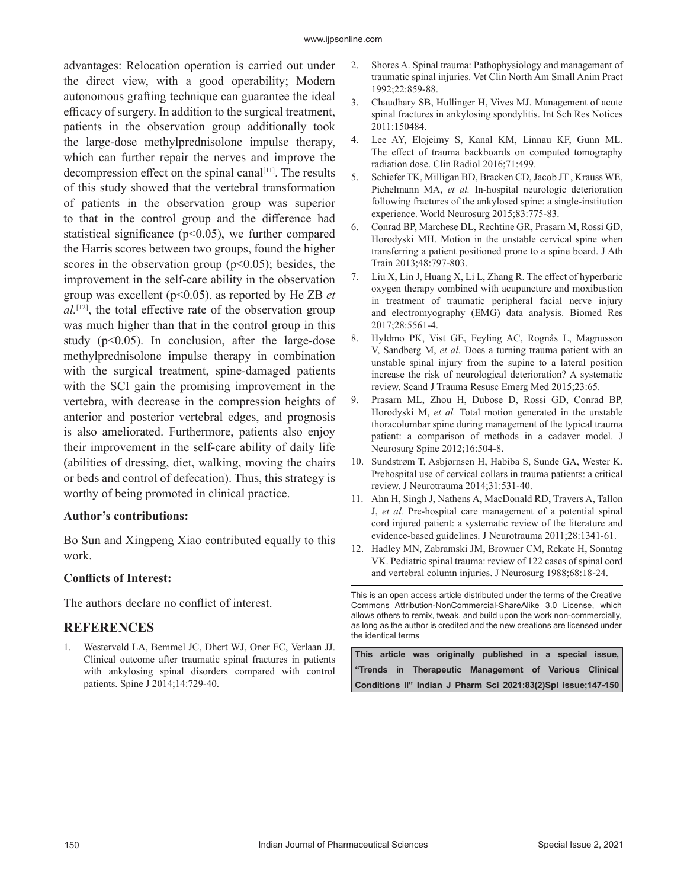advantages: Relocation operation is carried out under the direct view, with a good operability; Modern autonomous grafting technique can guarantee the ideal efficacy of surgery. In addition to the surgical treatment, patients in the observation group additionally took the large-dose methylprednisolone impulse therapy, which can further repair the nerves and improve the decompression effect on the spinal canal[11]. The results of this study showed that the vertebral transformation of patients in the observation group was superior to that in the control group and the difference had statistical significance ($p<0.05$), we further compared the Harris scores between two groups, found the higher scores in the observation group ($p<0.05$); besides, the improvement in the self-care ability in the observation group was excellent ($p<0.05$), as reported by He ZB *et al.*[12], the total effective rate of the observation group was much higher than that in the control group in this study ($p<0.05$). In conclusion, after the large-dose methylprednisolone impulse therapy in combination with the surgical treatment, spine-damaged patients with the SCI gain the promising improvement in the vertebra, with decrease in the compression heights of anterior and posterior vertebral edges, and prognosis is also ameliorated. Furthermore, patients also enjoy their improvement in the self-care ability of daily life (abilities of dressing, diet, walking, moving the chairs or beds and control of defecation). Thus, this strategy is worthy of being promoted in clinical practice.

**Author's contributions:**

Bo Sun and Xingpeng Xiao contributed equally to this work.

**Conflicts of Interest:**

The authors declare no conflict of interest.

## REFERENCES

1. Westerveld LA, Bemmel JC, Dhert WJ, Oner FC, Verlaan JJ. Clinical outcome after traumatic spinal fractures in patients with ankylosing spinal disorders compared with control patients. Spine J 2014;14:729-40.
2. Shores A. Spinal trauma: Pathophysiology and management of traumatic spinal injuries. Vet Clin North Am Small Anim Pract 1992;22:859-88.
3. Chaudhary SB, Hullinger H, Vives MJ. Management of acute spinal fractures in ankylosing spondylitis. Int Sch Res Notices 2011:150484.
4. Lee AY, Elojeimy S, Kanal KM, Linnau KF, Gunn ML. The effect of trauma backboards on computed tomography radiation dose. Clin Radiol 2016;71:499.
5. Schiefer TK, Milligan BD, Bracken CD, Jacob JT , Krauss WE, Pichelmann MA, *et al.* In-hospital neurologic deterioration following fractures of the ankylosed spine: a single-institution experience. World Neurosurg 2015;83:775-83.
6. Conrad BP, Marchese DL, Rechtine GR, Prasarn M, Rossi GD, Horodyski MH. Motion in the unstable cervical spine when transferring a patient positioned prone to a spine board. J Ath Train 2013;48:797-803.
7. Liu X, Lin J, Huang X, Li L, Zhang R. The effect of hyperbaric oxygen therapy combined with acupuncture and moxibustion in treatment of traumatic peripheral facial nerve injury and electromyography (EMG) data analysis. Biomed Res 2017;28:5561-4.
8. Hyldmo PK, Vist GE, Feyling AC, Rognås L, Magnusson V, Sandberg M, *et al.* Does a turning trauma patient with an unstable spinal injury from the supine to a lateral position increase the risk of neurological deterioration? A systematic review. Scand J Trauma Resusc Emerg Med 2015;23:65.
9. Prasarn ML, Zhou H, Dubose D, Rossi GD, Conrad BP, Horodyski M, *et al.* Total motion generated in the unstable thoracolumbar spine during management of the typical trauma patient: a comparison of methods in a cadaver model. J Neurosurg Spine 2012;16:504-8.
10. Sundstrøm T, Asbjørnsen H, Habiba S, Sunde GA, Wester K. Prehospital use of cervical collars in trauma patients: a critical review. J Neurotrauma 2014;31:531-40.
11. Ahn H, Singh J, Nathens A, MacDonald RD, Travers A, Tallon J, *et al.* Pre-hospital care management of a potential spinal cord injured patient: a systematic review of the literature and evidence-based guidelines. J Neurotrauma 2011;28:1341-61.
12. Hadley MN, Zabramski JM, Browner CM, Rekate H, Sonntag VK. Pediatric spinal trauma: review of 122 cases of spinal cord and vertebral column injuries. J Neurosurg 1988;68:18-24.

This is an open access article distributed under the terms of the Creative Commons Attribution-NonCommercial-ShareAlike 3.0 License, which allows others to remix, tweak, and build upon the work non-commercially, as long as the author is credited and the new creations are licensed under the identical terms

**This article was originally published in a special issue, "Trends in Therapeutic Management of Various Clinical Conditions II" Indian J Pharm Sci 2021:83(2)Spl issue;147-150**